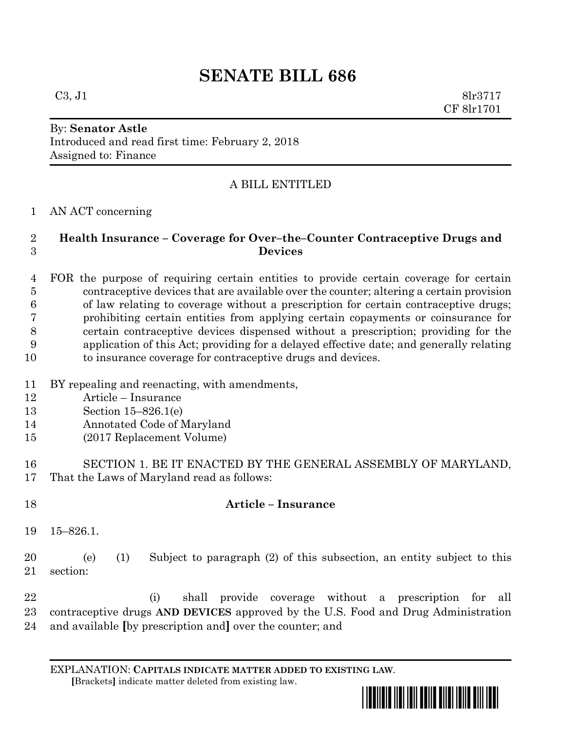# SENATE BILL 686

C3, J1 8lr3717
CF 8lr1701

By: **Senator Astle**
Introduced and read first time: February 2, 2018
Assigned to: Finance

A BILL ENTITLED

AN ACT concerning

**Health Insurance – Coverage for Over–the–Counter Contraceptive Drugs and Devices**

FOR the purpose of requiring certain entities to provide certain coverage for certain contraceptive devices that are available over the counter; altering a certain provision of law relating to coverage without a prescription for certain contraceptive drugs; prohibiting certain entities from applying certain copayments or coinsurance for certain contraceptive devices dispensed without a prescription; providing for the application of this Act; providing for a delayed effective date; and generally relating to insurance coverage for contraceptive drugs and devices.

BY repealing and reenacting, with amendments,
Article – Insurance
Section 15–826.1(e)
Annotated Code of Maryland
(2017 Replacement Volume)

SECTION 1. BE IT ENACTED BY THE GENERAL ASSEMBLY OF MARYLAND, That the Laws of Maryland read as follows:

**Article – Insurance**

15–826.1.

(e) (1) Subject to paragraph (2) of this subsection, an entity subject to this section:

(i) shall provide coverage without a prescription for all contraceptive drugs **AND DEVICES** approved by the U.S. Food and Drug Administration and available **[**by prescription and**]** over the counter; and

EXPLANATION: **CAPITALS INDICATE MATTER ADDED TO EXISTING LAW**.
**[**Brackets**]** indicate matter deleted from existing law.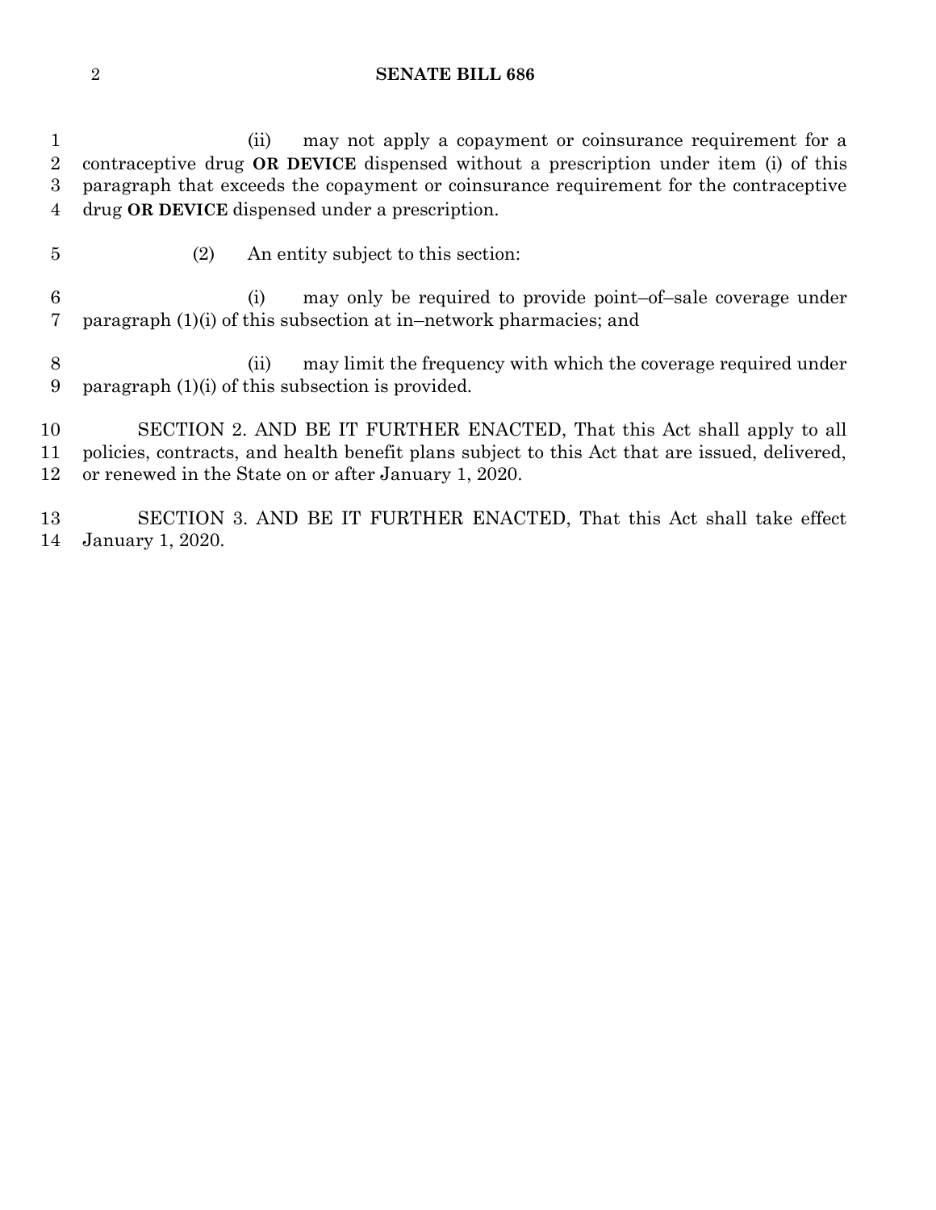(ii) may not apply a copayment or coinsurance requirement for a contraceptive drug **OR DEVICE** dispensed without a prescription under item (i) of this paragraph that exceeds the copayment or coinsurance requirement for the contraceptive drug **OR DEVICE** dispensed under a prescription.

(2) An entity subject to this section:

(i) may only be required to provide point–of–sale coverage under paragraph (1)(i) of this subsection at in–network pharmacies; and

(ii) may limit the frequency with which the coverage required under paragraph (1)(i) of this subsection is provided.

SECTION 2. AND BE IT FURTHER ENACTED, That this Act shall apply to all policies, contracts, and health benefit plans subject to this Act that are issued, delivered, or renewed in the State on or after January 1, 2020.

SECTION 3. AND BE IT FURTHER ENACTED, That this Act shall take effect January 1, 2020.